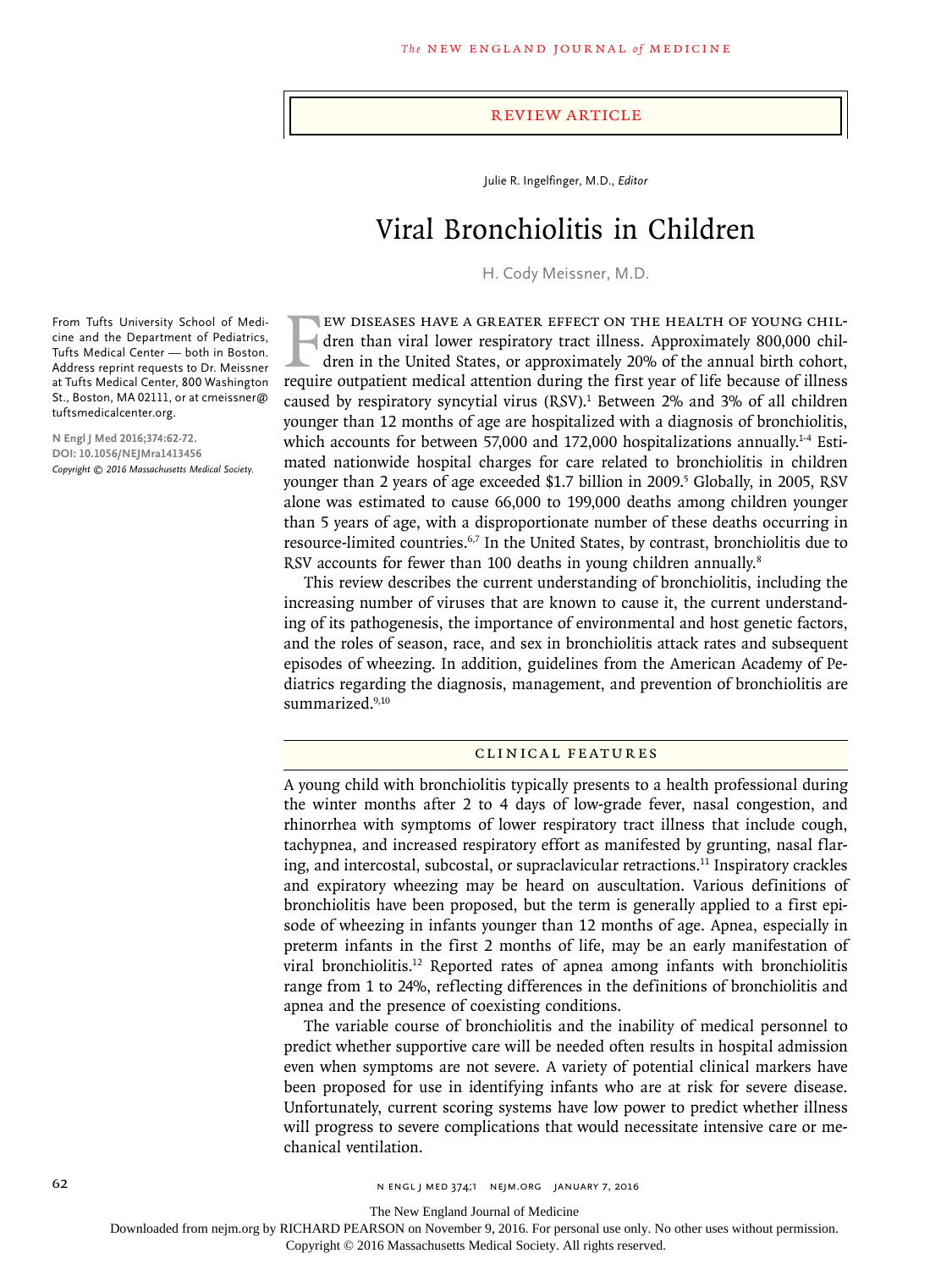Review Article

Julie R. Ingelfinger, M.D., *Editor*

# Viral Bronchiolitis in Children

H. Cody Meissner, M.D.

From Tufts University School of Medicine and the Department of Pediatrics, Tufts Medical Center — both in Boston. Address reprint requests to Dr. Meissner at Tufts Medical Center, 800 Washington St., Boston, MA 02111, or at cmeissner@tuftsmedicalcenter.org.

**N Engl J Med 2016;374:62-72.**
**DOI: 10.1056/NEJMra1413456**
*Copyright © 2016 Massachusetts Medical Society.*

Few diseases have a greater effect on the health of young children than viral lower respiratory tract illness. Approximately 800,000 children in the United States, or approximately 20% of the annual birth cohort, require outpatient medical attention during the first year of life because of illness caused by respiratory syncytial virus (RSV).[1] Between 2% and 3% of all children younger than 12 months of age are hospitalized with a diagnosis of bronchiolitis, which accounts for between 57,000 and 172,000 hospitalizations annually.[1-4] Estimated nationwide hospital charges for care related to bronchiolitis in children younger than 2 years of age exceeded $1.7 billion in 2009.[5] Globally, in 2005, RSV alone was estimated to cause 66,000 to 199,000 deaths among children younger than 5 years of age, with a disproportionate number of these deaths occurring in resource-limited countries.[6,7] In the United States, by contrast, bronchiolitis due to RSV accounts for fewer than 100 deaths in young children annually.[8]

This review describes the current understanding of bronchiolitis, including the increasing number of viruses that are known to cause it, the current understanding of its pathogenesis, the importance of environmental and host genetic factors, and the roles of season, race, and sex in bronchiolitis attack rates and subsequent episodes of wheezing. In addition, guidelines from the American Academy of Pediatrics regarding the diagnosis, management, and prevention of bronchiolitis are summarized.[9,10]

## Clinical Features

A young child with bronchiolitis typically presents to a health professional during the winter months after 2 to 4 days of low-grade fever, nasal congestion, and rhinorrhea with symptoms of lower respiratory tract illness that include cough, tachypnea, and increased respiratory effort as manifested by grunting, nasal flaring, and intercostal, subcostal, or supraclavicular retractions.[11] Inspiratory crackles and expiratory wheezing may be heard on auscultation. Various definitions of bronchiolitis have been proposed, but the term is generally applied to a first episode of wheezing in infants younger than 12 months of age. Apnea, especially in preterm infants in the first 2 months of life, may be an early manifestation of viral bronchiolitis.[12] Reported rates of apnea among infants with bronchiolitis range from 1 to 24%, reflecting differences in the definitions of bronchiolitis and apnea and the presence of coexisting conditions.

The variable course of bronchiolitis and the inability of medical personnel to predict whether supportive care will be needed often results in hospital admission even when symptoms are not severe. A variety of potential clinical markers have been proposed for use in identifying infants who are at risk for severe disease. Unfortunately, current scoring systems have low power to predict whether illness will progress to severe complications that would necessitate intensive care or mechanical ventilation.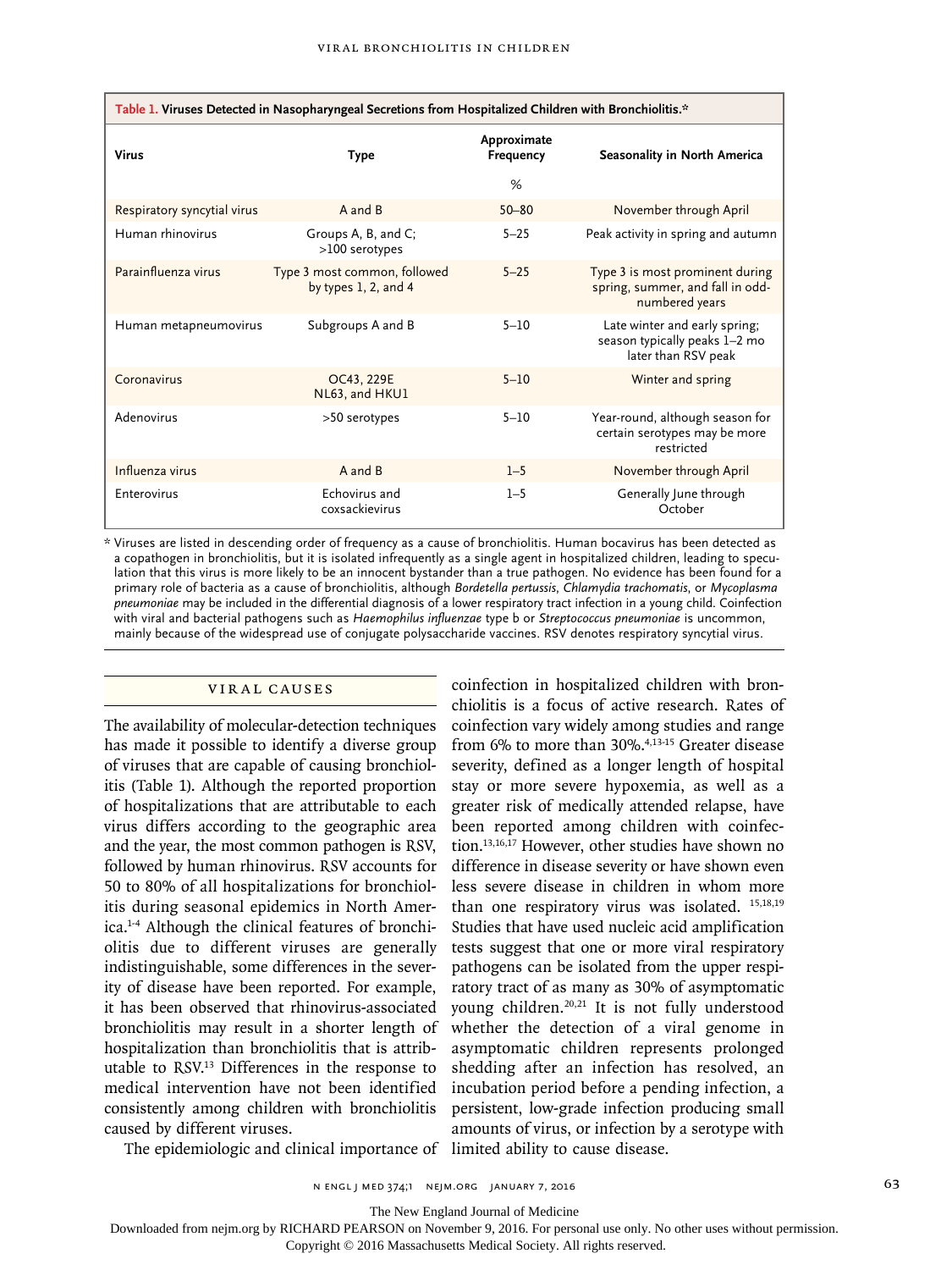**Table 1. Viruses Detected in Nasopharyngeal Secretions from Hospitalized Children with Bronchiolitis.***

| Virus | Type | Approximate Frequency | Seasonality in North America |
|---|---|---|---|
| | | % | |
| Respiratory syncytial virus | A and B | 50–80 | November through April |
| Human rhinovirus | Groups A, B, and C; >100 serotypes | 5–25 | Peak activity in spring and autumn |
| Parainfluenza virus | Type 3 most common, followed by types 1, 2, and 4 | 5–25 | Type 3 is most prominent during spring, summer, and fall in odd-numbered years |
| Human metapneumovirus | Subgroups A and B | 5–10 | Late winter and early spring; season typically peaks 1–2 mo later than RSV peak |
| Coronavirus | OC43, 229E NL63, and HKU1 | 5–10 | Winter and spring |
| Adenovirus | >50 serotypes | 5–10 | Year-round, although season for certain serotypes may be more restricted |
| Influenza virus | A and B | 1–5 | November through April |
| Enterovirus | Echovirus and coxsackievirus | 1–5 | Generally June through October |

\* Viruses are listed in descending order of frequency as a cause of bronchiolitis. Human bocavirus has been detected as a copathogen in bronchiolitis, but it is isolated infrequently as a single agent in hospitalized children, leading to speculation that this virus is more likely to be an innocent bystander than a true pathogen. No evidence has been found for a primary role of bacteria as a cause of bronchiolitis, although *Bordetella pertussis*, *Chlamydia trachomatis*, or *Mycoplasma pneumoniae* may be included in the differential diagnosis of a lower respiratory tract infection in a young child. Coinfection with viral and bacterial pathogens such as *Haemophilus influenzae* type b or *Streptococcus pneumoniae* is uncommon, mainly because of the widespread use of conjugate polysaccharide vaccines. RSV denotes respiratory syncytial virus.

## VIRAL CAUSES

The availability of molecular-detection techniques has made it possible to identify a diverse group of viruses that are capable of causing bronchiolitis (Table 1). Although the reported proportion of hospitalizations that are attributable to each virus differs according to the geographic area and the year, the most common pathogen is RSV, followed by human rhinovirus. RSV accounts for 50 to 80% of all hospitalizations for bronchiolitis during seasonal epidemics in North America.[1-4] Although the clinical features of bronchiolitis due to different viruses are generally indistinguishable, some differences in the severity of disease have been reported. For example, it has been observed that rhinovirus-associated bronchiolitis may result in a shorter length of hospitalization than bronchiolitis that is attributable to RSV.[13] Differences in the response to medical intervention have not been identified consistently among children with bronchiolitis caused by different viruses.

The epidemiologic and clinical importance of coinfection in hospitalized children with bronchiolitis is a focus of active research. Rates of coinfection vary widely among studies and range from 6% to more than 30%.[4,13-15] Greater disease severity, defined as a longer length of hospital stay or more severe hypoxemia, as well as a greater risk of medically attended relapse, have been reported among children with coinfection.[13,16,17] However, other studies have shown no difference in disease severity or have shown even less severe disease in children in whom more than one respiratory virus was isolated.[15,18,19] Studies that have used nucleic acid amplification tests suggest that one or more viral respiratory pathogens can be isolated from the upper respiratory tract of as many as 30% of asymptomatic young children.[20,21] It is not fully understood whether the detection of a viral genome in asymptomatic children represents prolonged shedding after an infection has resolved, an incubation period before a pending infection, a persistent, low-grade infection producing small amounts of virus, or infection by a serotype with limited ability to cause disease.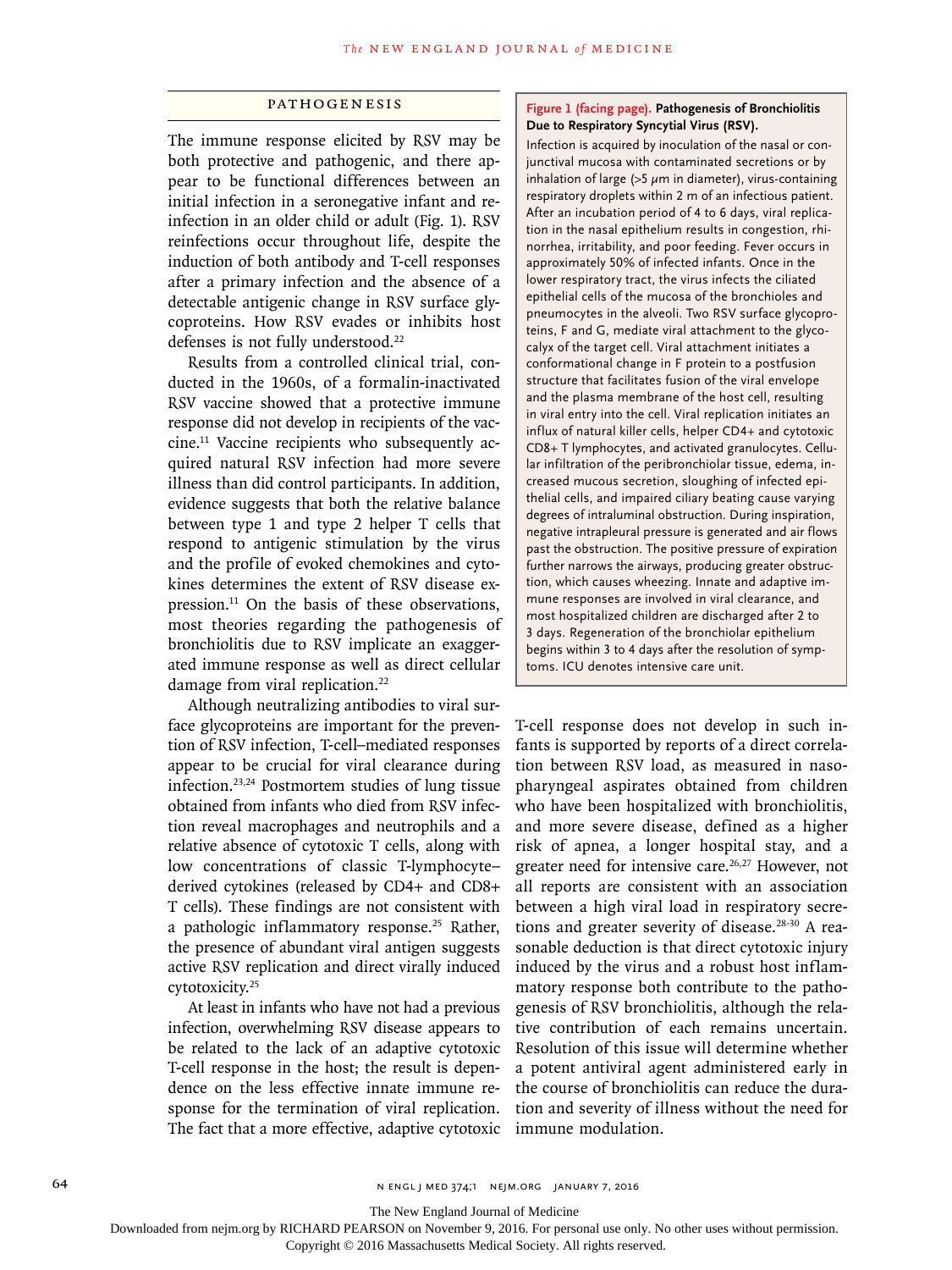## PATHOGENESIS

The immune response elicited by RSV may be both protective and pathogenic, and there appear to be functional differences between an initial infection in a seronegative infant and reinfection in an older child or adult (Fig. 1). RSV reinfections occur throughout life, despite the induction of both antibody and T-cell responses after a primary infection and the absence of a detectable antigenic change in RSV surface glycoproteins. How RSV evades or inhibits host defenses is not fully understood.[22]

Results from a controlled clinical trial, conducted in the 1960s, of a formalin-inactivated RSV vaccine showed that a protective immune response did not develop in recipients of the vaccine.[11] Vaccine recipients who subsequently acquired natural RSV infection had more severe illness than did control participants. In addition, evidence suggests that both the relative balance between type 1 and type 2 helper T cells that respond to antigenic stimulation by the virus and the profile of evoked chemokines and cytokines determines the extent of RSV disease expression.[11] On the basis of these observations, most theories regarding the pathogenesis of bronchiolitis due to RSV implicate an exaggerated immune response as well as direct cellular damage from viral replication.[22]

Although neutralizing antibodies to viral surface glycoproteins are important for the prevention of RSV infection, T-cell–mediated responses appear to be crucial for viral clearance during infection.[23,24] Postmortem studies of lung tissue obtained from infants who died from RSV infection reveal macrophages and neutrophils and a relative absence of cytotoxic T cells, along with low concentrations of classic T-lymphocyte–derived cytokines (released by CD4+ and CD8+ T cells). These findings are not consistent with a pathologic inflammatory response.[25] Rather, the presence of abundant viral antigen suggests active RSV replication and direct virally induced cytotoxicity.[25]

At least in infants who have not had a previous infection, overwhelming RSV disease appears to be related to the lack of an adaptive cytotoxic T-cell response in the host; the result is dependence on the less effective innate immune response for the termination of viral replication. The fact that a more effective, adaptive cytotoxic T-cell response does not develop in such infants is supported by reports of a direct correlation between RSV load, as measured in nasopharyngeal aspirates obtained from children who have been hospitalized with bronchiolitis, and more severe disease, defined as a higher risk of apnea, a longer hospital stay, and a greater need for intensive care.[26,27] However, not all reports are consistent with an association between a high viral load in respiratory secretions and greater severity of disease.[28-30] A reasonable deduction is that direct cytotoxic injury induced by the virus and a robust host inflammatory response both contribute to the pathogenesis of RSV bronchiolitis, although the relative contribution of each remains uncertain. Resolution of this issue will determine whether a potent antiviral agent administered early in the course of bronchiolitis can reduce the duration and severity of illness without the need for immune modulation.

**Figure 1 (facing page). Pathogenesis of Bronchiolitis Due to Respiratory Syncytial Virus (RSV).**

Infection is acquired by inoculation of the nasal or conjunctival mucosa with contaminated secretions or by inhalation of large (>5 μm in diameter), virus-containing respiratory droplets within 2 m of an infectious patient. After an incubation period of 4 to 6 days, viral replication in the nasal epithelium results in congestion, rhinorrhea, irritability, and poor feeding. Fever occurs in approximately 50% of infected infants. Once in the lower respiratory tract, the virus infects the ciliated epithelial cells of the mucosa of the bronchioles and pneumocytes in the alveoli. Two RSV surface glycoproteins, F and G, mediate viral attachment to the glycocalyx of the target cell. Viral attachment initiates a conformational change in F protein to a postfusion structure that facilitates fusion of the viral envelope and the plasma membrane of the host cell, resulting in viral entry into the cell. Viral replication initiates an influx of natural killer cells, helper CD4+ and cytotoxic CD8+ T lymphocytes, and activated granulocytes. Cellular infiltration of the peribronchiolar tissue, edema, increased mucous secretion, sloughing of infected epithelial cells, and impaired ciliary beating cause varying degrees of intraluminal obstruction. During inspiration, negative intrapleural pressure is generated and air flows past the obstruction. The positive pressure of expiration further narrows the airways, producing greater obstruction, which causes wheezing. Innate and adaptive immune responses are involved in viral clearance, and most hospitalized children are discharged after 2 to 3 days. Regeneration of the bronchiolar epithelium begins within 3 to 4 days after the resolution of symptoms. ICU denotes intensive care unit.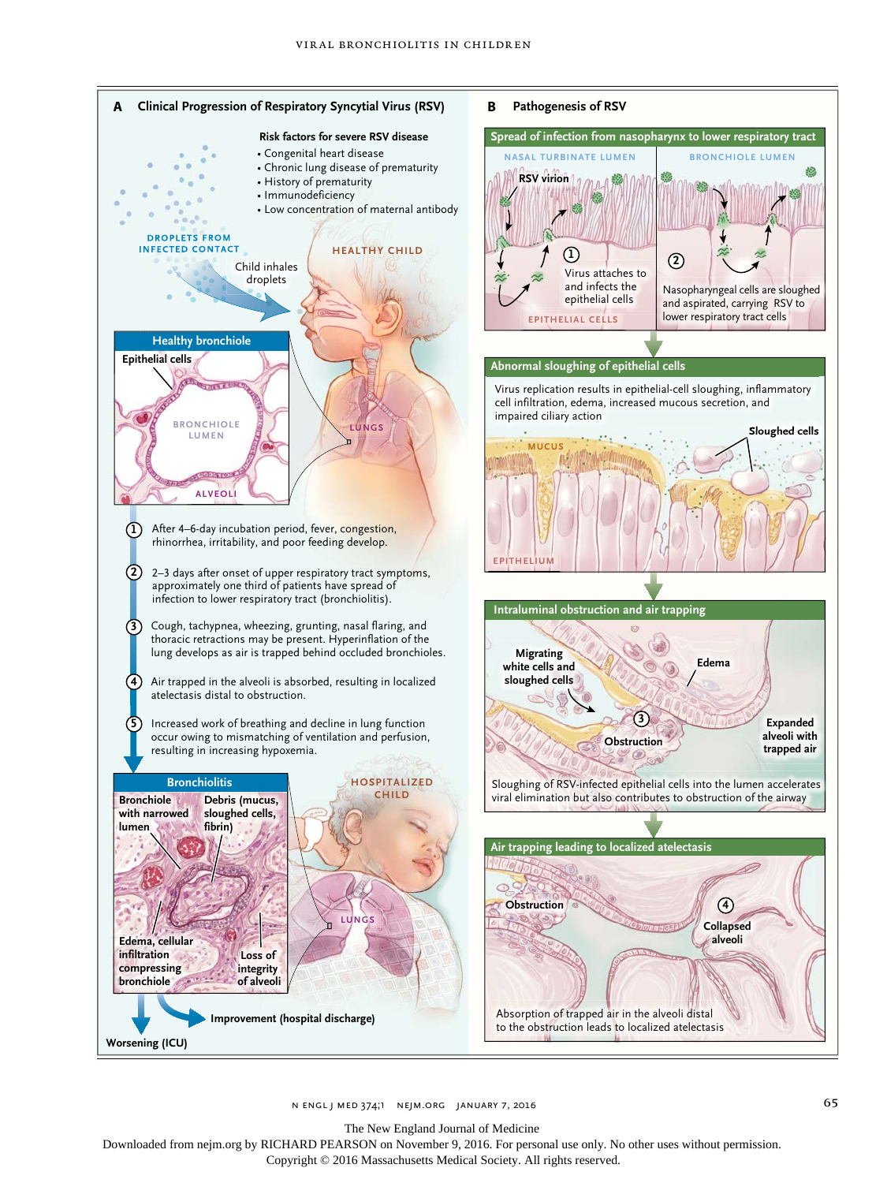## A Clinical Progression of Respiratory Syncytial Virus (RSV)

**Risk factors for severe RSV disease**

- Congenital heart disease
- Chronic lung disease of prematurity
- History of prematurity
- Immunodeficiency
- Low concentration of maternal antibody

DROPLETS FROM INFECTED CONTACT

Child inhales droplets

HEALTHY CHILD

**Healthy bronchiole**

Epithelial cells

BRONCHIOLE LUMEN

ALVEOLI

LUNGS

1. After 4–6-day incubation period, fever, congestion, rhinorrhea, irritability, and poor feeding develop.
2. 2–3 days after onset of upper respiratory tract symptoms, approximately one third of patients have spread of infection to lower respiratory tract (bronchiolitis).
3. Cough, tachypnea, wheezing, grunting, nasal flaring, and thoracic retractions may be present. Hyperinflation of the lung develops as air is trapped behind occluded bronchioles.
4. Air trapped in the alveoli is absorbed, resulting in localized atelectasis distal to obstruction.
5. Increased work of breathing and decline in lung function occur owing to mismatching of ventilation and perfusion, resulting in increasing hypoxemia.

**Bronchiolitis**

Bronchiole with narrowed lumen

Debris (mucus, sloughed cells, fibrin)

Edema, cellular infiltration compressing bronchiole

Loss of integrity of alveoli

HOSPITALIZED CHILD

LUNGS

Improvement (hospital discharge)

Worsening (ICU)

## B Pathogenesis of RSV

**Spread of infection from nasopharynx to lower respiratory tract**

NASAL TURBINATE LUMEN

BRONCHIOLE LUMEN

RSV virion

1. Virus attaches to and infects the epithelial cells

EPITHELIAL CELLS

2. Nasopharyngeal cells are sloughed and aspirated, carrying RSV to lower respiratory tract cells

**Abnormal sloughing of epithelial cells**

Virus replication results in epithelial-cell sloughing, inflammatory cell infiltration, edema, increased mucous secretion, and impaired ciliary action

MUCUS

Sloughed cells

EPITHELIUM

**Intraluminal obstruction and air trapping**

Migrating white cells and sloughed cells

Edema

3. Obstruction

Expanded alveoli with trapped air

Sloughing of RSV-infected epithelial cells into the lumen accelerates viral elimination but also contributes to obstruction of the airway

**Air trapping leading to localized atelectasis**

Obstruction

4. Collapsed alveoli

Absorption of trapped air in the alveoli distal to the obstruction leads to localized atelectasis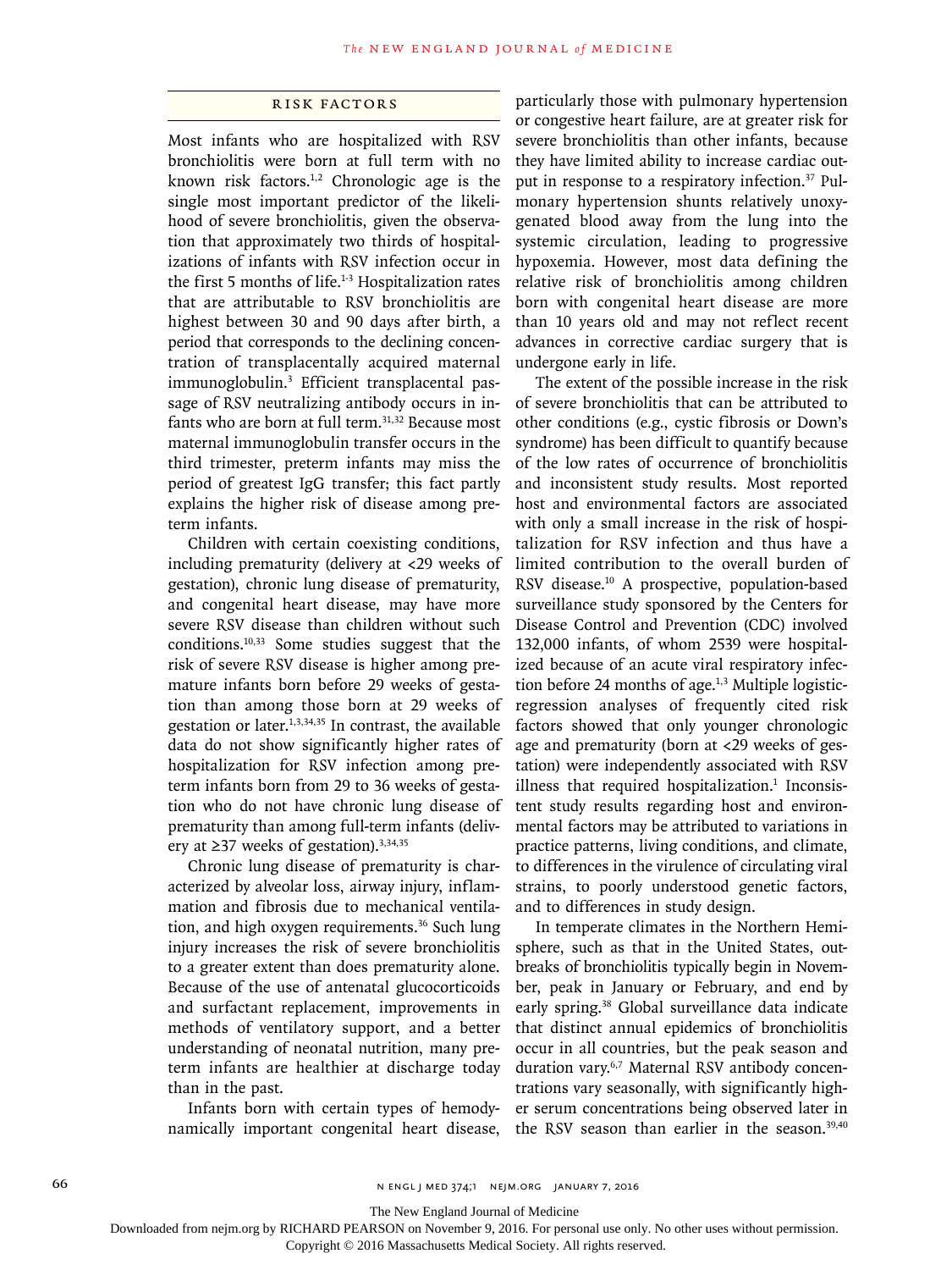## RISK FACTORS

Most infants who are hospitalized with RSV bronchiolitis were born at full term with no known risk factors.[1,2] Chronologic age is the single most important predictor of the likelihood of severe bronchiolitis, given the observation that approximately two thirds of hospitalizations of infants with RSV infection occur in the first 5 months of life.[1-3] Hospitalization rates that are attributable to RSV bronchiolitis are highest between 30 and 90 days after birth, a period that corresponds to the declining concentration of transplacentally acquired maternal immunoglobulin.[3] Efficient transplacental passage of RSV neutralizing antibody occurs in infants who are born at full term.[31,32] Because most maternal immunoglobulin transfer occurs in the third trimester, preterm infants may miss the period of greatest IgG transfer; this fact partly explains the higher risk of disease among preterm infants.

Children with certain coexisting conditions, including prematurity (delivery at <29 weeks of gestation), chronic lung disease of prematurity, and congenital heart disease, may have more severe RSV disease than children without such conditions.[10,33] Some studies suggest that the risk of severe RSV disease is higher among premature infants born before 29 weeks of gestation than among those born at 29 weeks of gestation or later.[1,3,34,35] In contrast, the available data do not show significantly higher rates of hospitalization for RSV infection among preterm infants born from 29 to 36 weeks of gestation who do not have chronic lung disease of prematurity than among full-term infants (delivery at ≥37 weeks of gestation).[3,34,35]

Chronic lung disease of prematurity is characterized by alveolar loss, airway injury, inflammation and fibrosis due to mechanical ventilation, and high oxygen requirements.[36] Such lung injury increases the risk of severe bronchiolitis to a greater extent than does prematurity alone. Because of the use of antenatal glucocorticoids and surfactant replacement, improvements in methods of ventilatory support, and a better understanding of neonatal nutrition, many preterm infants are healthier at discharge today than in the past.

Infants born with certain types of hemodynamically important congenital heart disease, particularly those with pulmonary hypertension or congestive heart failure, are at greater risk for severe bronchiolitis than other infants, because they have limited ability to increase cardiac output in response to a respiratory infection.[37] Pulmonary hypertension shunts relatively unoxygenated blood away from the lung into the systemic circulation, leading to progressive hypoxemia. However, most data defining the relative risk of bronchiolitis among children born with congenital heart disease are more than 10 years old and may not reflect recent advances in corrective cardiac surgery that is undergone early in life.

The extent of the possible increase in the risk of severe bronchiolitis that can be attributed to other conditions (e.g., cystic fibrosis or Down's syndrome) has been difficult to quantify because of the low rates of occurrence of bronchiolitis and inconsistent study results. Most reported host and environmental factors are associated with only a small increase in the risk of hospitalization for RSV infection and thus have a limited contribution to the overall burden of RSV disease.[10] A prospective, population-based surveillance study sponsored by the Centers for Disease Control and Prevention (CDC) involved 132,000 infants, of whom 2539 were hospitalized because of an acute viral respiratory infection before 24 months of age.[1,3] Multiple logistic-regression analyses of frequently cited risk factors showed that only younger chronologic age and prematurity (born at <29 weeks of gestation) were independently associated with RSV illness that required hospitalization.[1] Inconsistent study results regarding host and environmental factors may be attributed to variations in practice patterns, living conditions, and climate, to differences in the virulence of circulating viral strains, to poorly understood genetic factors, and to differences in study design.

In temperate climates in the Northern Hemisphere, such as that in the United States, outbreaks of bronchiolitis typically begin in November, peak in January or February, and end by early spring.[38] Global surveillance data indicate that distinct annual epidemics of bronchiolitis occur in all countries, but the peak season and duration vary.[6,7] Maternal RSV antibody concentrations vary seasonally, with significantly higher serum concentrations being observed later in the RSV season than earlier in the season.[39,40]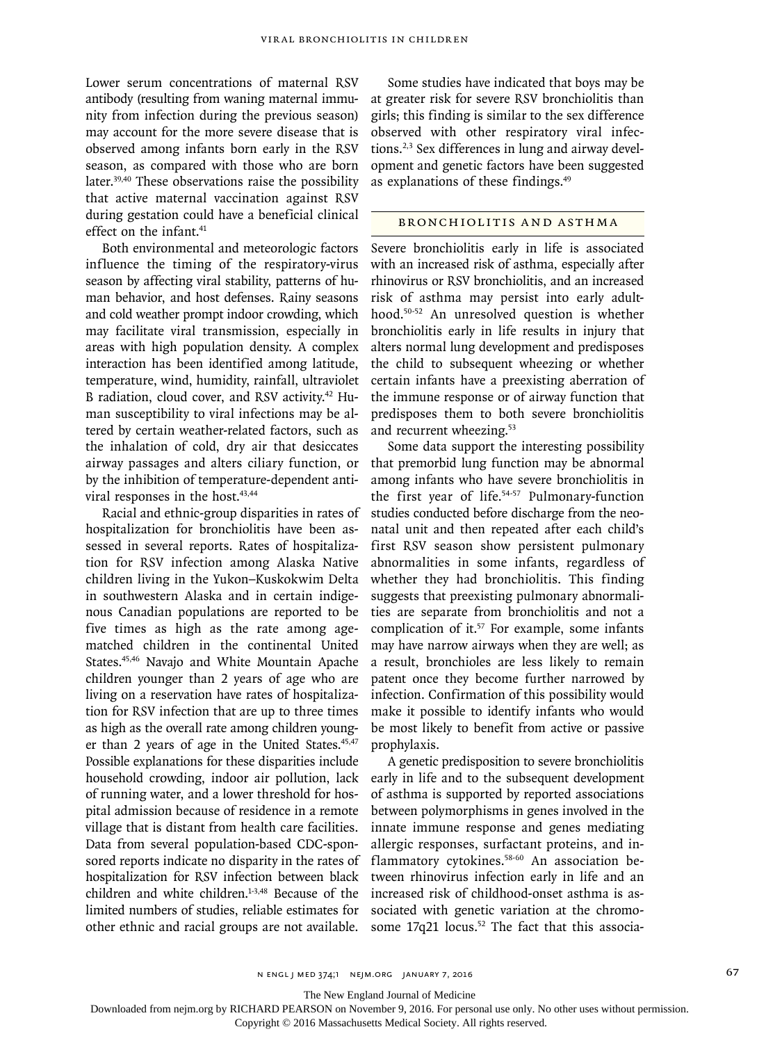Lower serum concentrations of maternal RSV antibody (resulting from waning maternal immunity from infection during the previous season) may account for the more severe disease that is observed among infants born early in the RSV season, as compared with those who are born later.[39,40] These observations raise the possibility that active maternal vaccination against RSV during gestation could have a beneficial clinical effect on the infant.[41]

Both environmental and meteorologic factors influence the timing of the respiratory-virus season by affecting viral stability, patterns of human behavior, and host defenses. Rainy seasons and cold weather prompt indoor crowding, which may facilitate viral transmission, especially in areas with high population density. A complex interaction has been identified among latitude, temperature, wind, humidity, rainfall, ultraviolet B radiation, cloud cover, and RSV activity.[42] Human susceptibility to viral infections may be altered by certain weather-related factors, such as the inhalation of cold, dry air that desiccates airway passages and alters ciliary function, or by the inhibition of temperature-dependent antiviral responses in the host.[43,44]

Racial and ethnic-group disparities in rates of hospitalization for bronchiolitis have been assessed in several reports. Rates of hospitalization for RSV infection among Alaska Native children living in the Yukon–Kuskokwim Delta in southwestern Alaska and in certain indigenous Canadian populations are reported to be five times as high as the rate among age-matched children in the continental United States.[45,46] Navajo and White Mountain Apache children younger than 2 years of age who are living on a reservation have rates of hospitalization for RSV infection that are up to three times as high as the overall rate among children younger than 2 years of age in the United States.[45,47] Possible explanations for these disparities include household crowding, indoor air pollution, lack of running water, and a lower threshold for hospital admission because of residence in a remote village that is distant from health care facilities. Data from several population-based CDC-sponsored reports indicate no disparity in the rates of hospitalization for RSV infection between black children and white children.[1-3,48] Because of the limited numbers of studies, reliable estimates for other ethnic and racial groups are not available.

Some studies have indicated that boys may be at greater risk for severe RSV bronchiolitis than girls; this finding is similar to the sex difference observed with other respiratory viral infections.[2,3] Sex differences in lung and airway development and genetic factors have been suggested as explanations of these findings.[49]

## BRONCHIOLITIS AND ASTHMA

Severe bronchiolitis early in life is associated with an increased risk of asthma, especially after rhinovirus or RSV bronchiolitis, and an increased risk of asthma may persist into early adulthood.[50-52] An unresolved question is whether bronchiolitis early in life results in injury that alters normal lung development and predisposes the child to subsequent wheezing or whether certain infants have a preexisting aberration of the immune response or of airway function that predisposes them to both severe bronchiolitis and recurrent wheezing.[53]

Some data support the interesting possibility that premorbid lung function may be abnormal among infants who have severe bronchiolitis in the first year of life.[54-57] Pulmonary-function studies conducted before discharge from the neonatal unit and then repeated after each child's first RSV season show persistent pulmonary abnormalities in some infants, regardless of whether they had bronchiolitis. This finding suggests that preexisting pulmonary abnormalities are separate from bronchiolitis and not a complication of it.[57] For example, some infants may have narrow airways when they are well; as a result, bronchioles are less likely to remain patent once they become further narrowed by infection. Confirmation of this possibility would make it possible to identify infants who would be most likely to benefit from active or passive prophylaxis.

A genetic predisposition to severe bronchiolitis early in life and to the subsequent development of asthma is supported by reported associations between polymorphisms in genes involved in the innate immune response and genes mediating allergic responses, surfactant proteins, and inflammatory cytokines.[58-60] An association between rhinovirus infection early in life and an increased risk of childhood-onset asthma is associated with genetic variation at the chromosome 17q21 locus.[52] The fact that this associa-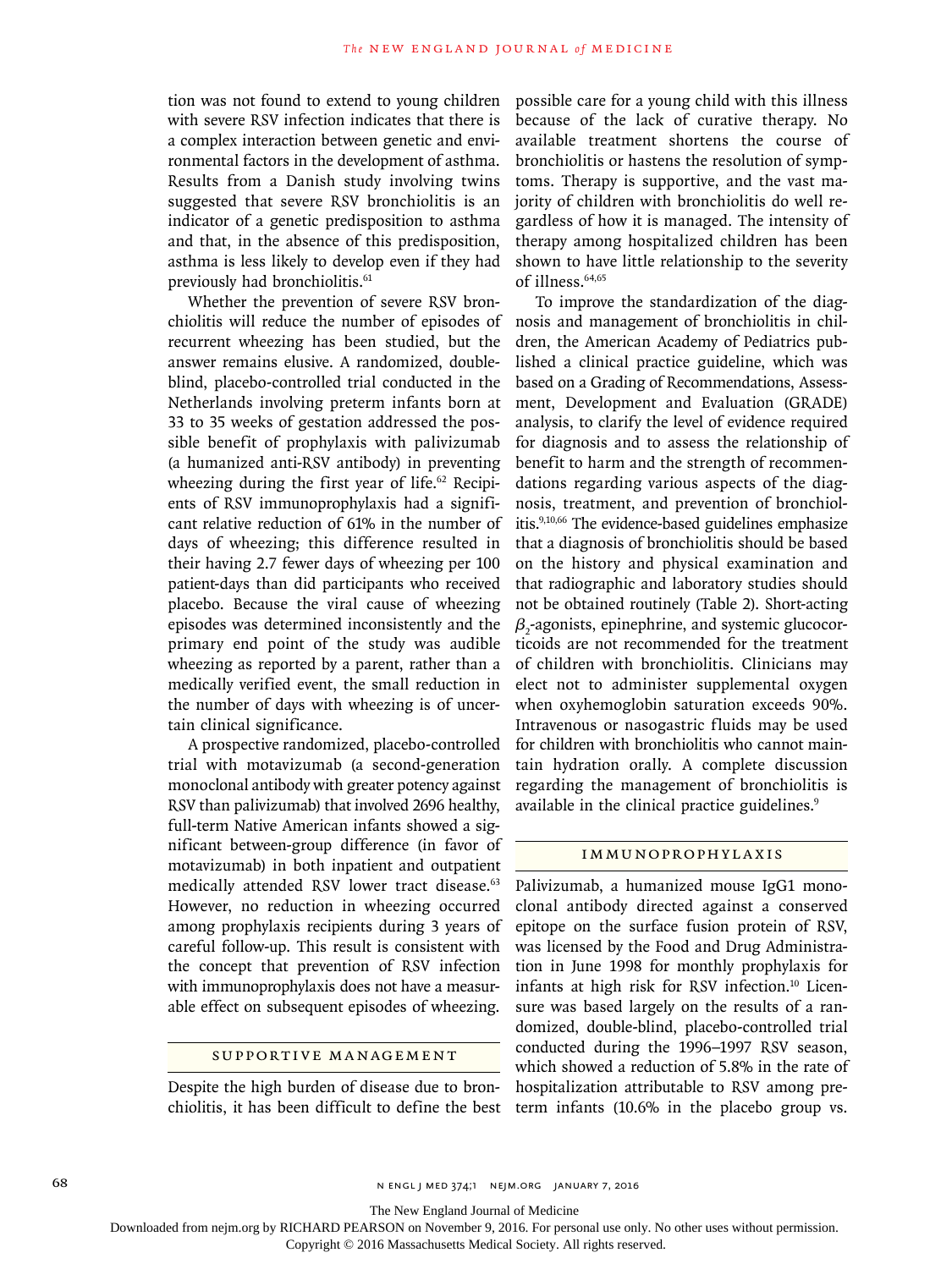tion was not found to extend to young children with severe RSV infection indicates that there is a complex interaction between genetic and environmental factors in the development of asthma. Results from a Danish study involving twins suggested that severe RSV bronchiolitis is an indicator of a genetic predisposition to asthma and that, in the absence of this predisposition, asthma is less likely to develop even if they had previously had bronchiolitis.[61]

Whether the prevention of severe RSV bronchiolitis will reduce the number of episodes of recurrent wheezing has been studied, but the answer remains elusive. A randomized, double-blind, placebo-controlled trial conducted in the Netherlands involving preterm infants born at 33 to 35 weeks of gestation addressed the possible benefit of prophylaxis with palivizumab (a humanized anti-RSV antibody) in preventing wheezing during the first year of life.[62] Recipients of RSV immunoprophylaxis had a significant relative reduction of 61% in the number of days of wheezing; this difference resulted in their having 2.7 fewer days of wheezing per 100 patient-days than did participants who received placebo. Because the viral cause of wheezing episodes was determined inconsistently and the primary end point of the study was audible wheezing as reported by a parent, rather than a medically verified event, the small reduction in the number of days with wheezing is of uncertain clinical significance.

A prospective randomized, placebo-controlled trial with motavizumab (a second-generation monoclonal antibody with greater potency against RSV than palivizumab) that involved 2696 healthy, full-term Native American infants showed a significant between-group difference (in favor of motavizumab) in both inpatient and outpatient medically attended RSV lower tract disease.[63] However, no reduction in wheezing occurred among prophylaxis recipients during 3 years of careful follow-up. This result is consistent with the concept that prevention of RSV infection with immunoprophylaxis does not have a measurable effect on subsequent episodes of wheezing.

## SUPPORTIVE MANAGEMENT

Despite the high burden of disease due to bronchiolitis, it has been difficult to define the best possible care for a young child with this illness because of the lack of curative therapy. No available treatment shortens the course of bronchiolitis or hastens the resolution of symptoms. Therapy is supportive, and the vast majority of children with bronchiolitis do well regardless of how it is managed. The intensity of therapy among hospitalized children has been shown to have little relationship to the severity of illness.[64,65]

To improve the standardization of the diagnosis and management of bronchiolitis in children, the American Academy of Pediatrics published a clinical practice guideline, which was based on a Grading of Recommendations, Assessment, Development and Evaluation (GRADE) analysis, to clarify the level of evidence required for diagnosis and to assess the relationship of benefit to harm and the strength of recommendations regarding various aspects of the diagnosis, treatment, and prevention of bronchiolitis.[9,10,66] The evidence-based guidelines emphasize that a diagnosis of bronchiolitis should be based on the history and physical examination and that radiographic and laboratory studies should not be obtained routinely (Table 2). Short-acting $\beta_2$-agonists, epinephrine, and systemic glucocorticoids are not recommended for the treatment of children with bronchiolitis. Clinicians may elect not to administer supplemental oxygen when oxyhemoglobin saturation exceeds 90%. Intravenous or nasogastric fluids may be used for children with bronchiolitis who cannot maintain hydration orally. A complete discussion regarding the management of bronchiolitis is available in the clinical practice guidelines.[9]

## IMMUNOPROPHYLAXIS

Palivizumab, a humanized mouse IgG1 monoclonal antibody directed against a conserved epitope on the surface fusion protein of RSV, was licensed by the Food and Drug Administration in June 1998 for monthly prophylaxis for infants at high risk for RSV infection.[10] Licensure was based largely on the results of a randomized, double-blind, placebo-controlled trial conducted during the 1996–1997 RSV season, which showed a reduction of 5.8% in the rate of hospitalization attributable to RSV among preterm infants (10.6% in the placebo group vs.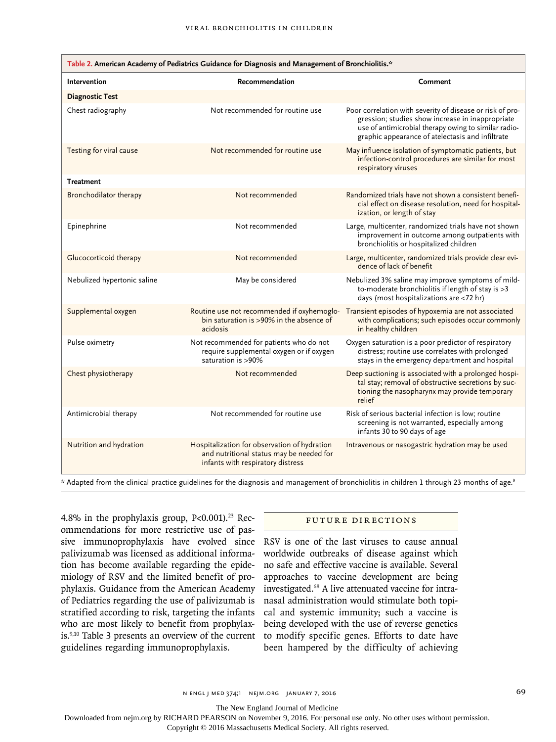**Table 2. American Academy of Pediatrics Guidance for Diagnosis and Management of Bronchiolitis.***

| Intervention | Recommendation | Comment |
|---|---|---|
| **Diagnostic Test** | | |
| Chest radiography | Not recommended for routine use | Poor correlation with severity of disease or risk of progression; studies show increase in inappropriate use of antimicrobial therapy owing to similar radiographic appearance of atelectasis and infiltrate |
| Testing for viral cause | Not recommended for routine use | May influence isolation of symptomatic patients, but infection-control procedures are similar for most respiratory viruses |
| **Treatment** | | |
| Bronchodilator therapy | Not recommended | Randomized trials have not shown a consistent beneficial effect on disease resolution, need for hospitalization, or length of stay |
| Epinephrine | Not recommended | Large, multicenter, randomized trials have not shown improvement in outcome among outpatients with bronchiolitis or hospitalized children |
| Glucocorticoid therapy | Not recommended | Large, multicenter, randomized trials provide clear evidence of lack of benefit |
| Nebulized hypertonic saline | May be considered | Nebulized 3% saline may improve symptoms of mild-to-moderate bronchiolitis if length of stay is >3 days (most hospitalizations are <72 hr) |
| Supplemental oxygen | Routine use not recommended if oxyhemoglobin saturation is >90% in the absence of acidosis | Transient episodes of hypoxemia are not associated with complications; such episodes occur commonly in healthy children |
| Pulse oximetry | Not recommended for patients who do not require supplemental oxygen or if oxygen saturation is >90% | Oxygen saturation is a poor predictor of respiratory distress; routine use correlates with prolonged stays in the emergency department and hospital |
| Chest physiotherapy | Not recommended | Deep suctioning is associated with a prolonged hospital stay; removal of obstructive secretions by suctioning the nasopharynx may provide temporary relief |
| Antimicrobial therapy | Not recommended for routine use | Risk of serious bacterial infection is low; routine screening is not warranted, especially among infants 30 to 90 days of age |
| Nutrition and hydration | Hospitalization for observation of hydration and nutritional status may be needed for infants with respiratory distress | Intravenous or nasogastric hydration may be used |

* Adapted from the clinical practice guidelines for the diagnosis and management of bronchiolitis in children 1 through 23 months of age.[9]

4.8% in the prophylaxis group, P<0.001).[23] Recommendations for more restrictive use of passive immunoprophylaxis have evolved since palivizumab was licensed as additional information has become available regarding the epidemiology of RSV and the limited benefit of prophylaxis. Guidance from the American Academy of Pediatrics regarding the use of palivizumab is stratified according to risk, targeting the infants who are most likely to benefit from prophylaxis.[9,10] Table 3 presents an overview of the current guidelines regarding immunoprophylaxis.

## FUTURE DIRECTIONS

RSV is one of the last viruses to cause annual worldwide outbreaks of disease against which no safe and effective vaccine is available. Several approaches to vaccine development are being investigated.[68] A live attenuated vaccine for intranasal administration would stimulate both topical and systemic immunity; such a vaccine is being developed with the use of reverse genetics to modify specific genes. Efforts to date have been hampered by the difficulty of achieving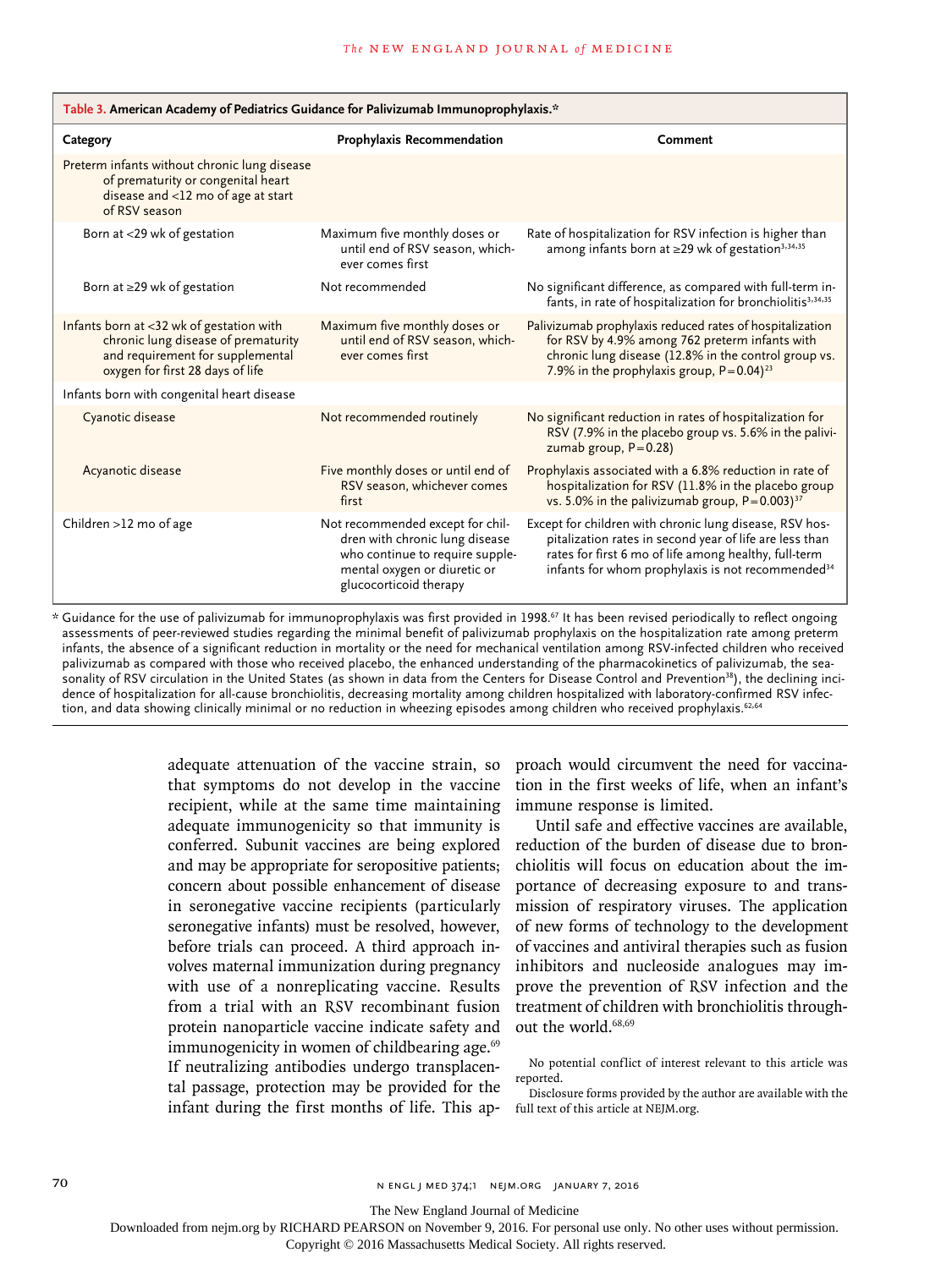**Table 3. American Academy of Pediatrics Guidance for Palivizumab Immunoprophylaxis.***

| Category | Prophylaxis Recommendation | Comment |
|---|---|---|
| Preterm infants without chronic lung disease of prematurity or congenital heart disease and <12 mo of age at start of RSV season | | |
| Born at <29 wk of gestation | Maximum five monthly doses or until end of RSV season, whichever comes first | Rate of hospitalization for RSV infection is higher than among infants born at ≥29 wk of gestation[3,34,35] |
| Born at ≥29 wk of gestation | Not recommended | No significant difference, as compared with full-term infants, in rate of hospitalization for bronchiolitis[3,34,35] |
| Infants born at <32 wk of gestation with chronic lung disease of prematurity and requirement for supplemental oxygen for first 28 days of life | Maximum five monthly doses or until end of RSV season, whichever comes first | Palivizumab prophylaxis reduced rates of hospitalization for RSV by 4.9% among 762 preterm infants with chronic lung disease (12.8% in the control group vs. 7.9% in the prophylaxis group, P=0.04)[23] |
| Infants born with congenital heart disease | | |
| Cyanotic disease | Not recommended routinely | No significant reduction in rates of hospitalization for RSV (7.9% in the placebo group vs. 5.6% in the palivizumab group, P=0.28) |
| Acyanotic disease | Five monthly doses or until end of RSV season, whichever comes first | Prophylaxis associated with a 6.8% reduction in rate of hospitalization for RSV (11.8% in the placebo group vs. 5.0% in the palivizumab group, P=0.003)[37] |
| Children >12 mo of age | Not recommended except for children with chronic lung disease who continue to require supplemental oxygen or diuretic or glucocorticoid therapy | Except for children with chronic lung disease, RSV hospitalization rates in second year of life are less than rates for first 6 mo of life among healthy, full-term infants for whom prophylaxis is not recommended[34] |

\* Guidance for the use of palivizumab for immunoprophylaxis was first provided in 1998.[67] It has been revised periodically to reflect ongoing assessments of peer-reviewed studies regarding the minimal benefit of palivizumab prophylaxis on the hospitalization rate among preterm infants, the absence of a significant reduction in mortality or the need for mechanical ventilation among RSV-infected children who received palivizumab as compared with those who received placebo, the enhanced understanding of the pharmacokinetics of palivizumab, the seasonality of RSV circulation in the United States (as shown in data from the Centers for Disease Control and Prevention[38]), the declining incidence of hospitalization for all-cause bronchiolitis, decreasing mortality among children hospitalized with laboratory-confirmed RSV infection, and data showing clinically minimal or no reduction in wheezing episodes among children who received prophylaxis.[62,64]

adequate attenuation of the vaccine strain, so that symptoms do not develop in the vaccine recipient, while at the same time maintaining adequate immunogenicity so that immunity is conferred. Subunit vaccines are being explored and may be appropriate for seropositive patients; concern about possible enhancement of disease in seronegative vaccine recipients (particularly seronegative infants) must be resolved, however, before trials can proceed. A third approach involves maternal immunization during pregnancy with use of a nonreplicating vaccine. Results from a trial with an RSV recombinant fusion protein nanoparticle vaccine indicate safety and immunogenicity in women of childbearing age.[69] If neutralizing antibodies undergo transplacental passage, protection may be provided for the infant during the first months of life. This approach would circumvent the need for vaccination in the first weeks of life, when an infant's immune response is limited.

Until safe and effective vaccines are available, reduction of the burden of disease due to bronchiolitis will focus on education about the importance of decreasing exposure to and transmission of respiratory viruses. The application of new forms of technology to the development of vaccines and antiviral therapies such as fusion inhibitors and nucleoside analogues may improve the prevention of RSV infection and the treatment of children with bronchiolitis throughout the world.[68,69]

No potential conflict of interest relevant to this article was reported.

Disclosure forms provided by the author are available with the full text of this article at NEJM.org.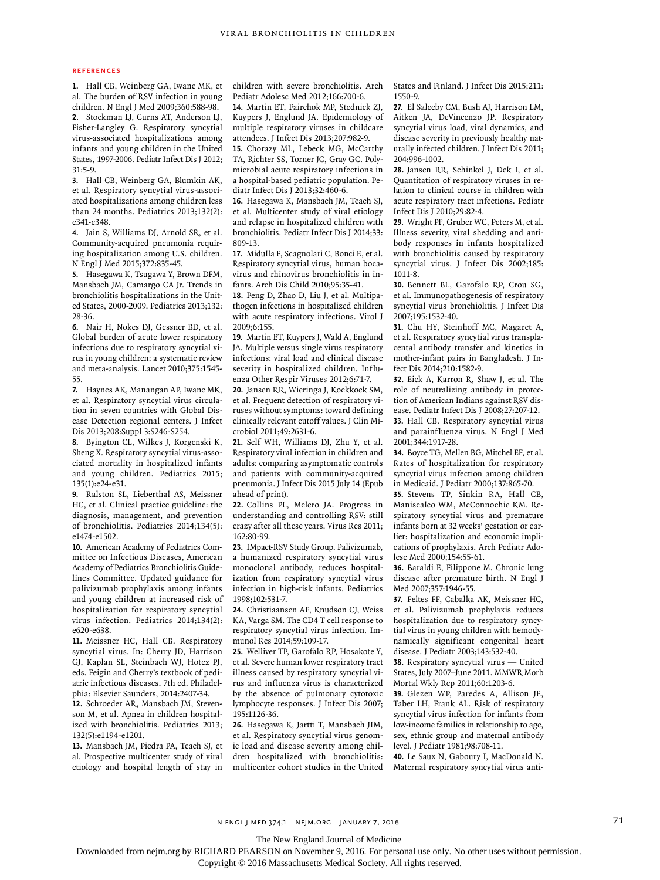## References

1. Hall CB, Weinberg GA, Iwane MK, et al. The burden of RSV infection in young children. N Engl J Med 2009;360:588-98.
2. Stockman LJ, Curns AT, Anderson LJ, Fisher-Langley G. Respiratory syncytial virus-associated hospitalizations among infants and young children in the United States, 1997-2006. Pediatr Infect Dis J 2012; 31:5-9.
3. Hall CB, Weinberg GA, Blumkin AK, et al. Respiratory syncytial virus-associated hospitalizations among children less than 24 months. Pediatrics 2013;132(2): e341-e348.
4. Jain S, Williams DJ, Arnold SR, et al. Community-acquired pneumonia requiring hospitalization among U.S. children. N Engl J Med 2015;372:835-45.
5. Hasegawa K, Tsugawa Y, Brown DFM, Mansbach JM, Camargo CA Jr. Trends in bronchiolitis hospitalizations in the United States, 2000-2009. Pediatrics 2013;132: 28-36.
6. Nair H, Nokes DJ, Gessner BD, et al. Global burden of acute lower respiratory infections due to respiratory syncytial virus in young children: a systematic review and meta-analysis. Lancet 2010;375:1545-55.
7. Haynes AK, Manangan AP, Iwane MK, et al. Respiratory syncytial virus circulation in seven countries with Global Disease Detection regional centers. J Infect Dis 2013;208:Suppl 3:S246-S254.
8. Byington CL, Wilkes J, Korgenski K, Sheng X. Respiratory syncytial virus-associated mortality in hospitalized infants and young children. Pediatrics 2015; 135(1):e24-e31.
9. Ralston SL, Lieberthal AS, Meissner HC, et al. Clinical practice guideline: the diagnosis, management, and prevention of bronchiolitis. Pediatrics 2014;134(5): e1474-e1502.
10. American Academy of Pediatrics Committee on Infectious Diseases, American Academy of Pediatrics Bronchiolitis Guidelines Committee. Updated guidance for palivizumab prophylaxis among infants and young children at increased risk of hospitalization for respiratory syncytial virus infection. Pediatrics 2014;134(2): e620-e638.
11. Meissner HC, Hall CB. Respiratory syncytial virus. In: Cherry JD, Harrison GJ, Kaplan SL, Steinbach WJ, Hotez PJ, eds. Feigin and Cherry's textbook of pediatric infectious diseases. 7th ed. Philadelphia: Elsevier Saunders, 2014:2407-34.
12. Schroeder AR, Mansbach JM, Stevenson M, et al. Apnea in children hospitalized with bronchiolitis. Pediatrics 2013; 132(5):e1194-e1201.
13. Mansbach JM, Piedra PA, Teach SJ, et al. Prospective multicenter study of viral etiology and hospital length of stay in children with severe bronchiolitis. Arch Pediatr Adolesc Med 2012;166:700-6.
14. Martin ET, Fairchok MP, Stednick ZJ, Kuypers J, Englund JA. Epidemiology of multiple respiratory viruses in childcare attendees. J Infect Dis 2013;207:982-9.
15. Chorazy ML, Lebeck MG, McCarthy TA, Richter SS, Torner JC, Gray GC. Polymicrobial acute respiratory infections in a hospital-based pediatric population. Pediatr Infect Dis J 2013;32:460-6.
16. Hasegawa K, Mansbach JM, Teach SJ, et al. Multicenter study of viral etiology and relapse in hospitalized children with bronchiolitis. Pediatr Infect Dis J 2014;33: 809-13.
17. Midulla F, Scagnolari C, Bonci E, et al. Respiratory syncytial virus, human bocavirus and rhinovirus bronchiolitis in infants. Arch Dis Child 2010;95:35-41.
18. Peng D, Zhao D, Liu J, et al. Multipathogen infections in hospitalized children with acute respiratory infections. Virol J 2009;6:155.
19. Martin ET, Kuypers J, Wald A, Englund JA. Multiple versus single virus respiratory infections: viral load and clinical disease severity in hospitalized children. Influenza Other Respir Viruses 2012;6:71-7.
20. Jansen RR, Wieringa J, Koekkoek SM, et al. Frequent detection of respiratory viruses without symptoms: toward defining clinically relevant cutoff values. J Clin Microbiol 2011;49:2631-6.
21. Self WH, Williams DJ, Zhu Y, et al. Respiratory viral infection in children and adults: comparing asymptomatic controls and patients with community-acquired pneumonia. J Infect Dis 2015 July 14 (Epub ahead of print).
22. Collins PL, Melero JA. Progress in understanding and controlling RSV: still crazy after all these years. Virus Res 2011; 162:80-99.
23. IMpact-RSV Study Group. Palivizumab, a humanized respiratory syncytial virus monoclonal antibody, reduces hospitalization from respiratory syncytial virus infection in high-risk infants. Pediatrics 1998;102:531-7.
24. Christiaansen AF, Knudson CJ, Weiss KA, Varga SM. The CD4 T cell response to respiratory syncytial virus infection. Immunol Res 2014;59:109-17.
25. Welliver TP, Garofalo RP, Hosakote Y, et al. Severe human lower respiratory tract illness caused by respiratory syncytial virus and influenza virus is characterized by the absence of pulmonary cytotoxic lymphocyte responses. J Infect Dis 2007; 195:1126-36.
26. Hasegawa K, Jartti T, Mansbach JM, et al. Respiratory syncytial virus genomic load and disease severity among children hospitalized with bronchiolitis: multicenter cohort studies in the United States and Finland. J Infect Dis 2015;211: 1550-9.
27. El Saleeby CM, Bush AJ, Harrison LM, Aitken JA, DeVincenzo JP. Respiratory syncytial virus load, viral dynamics, and disease severity in previously healthy naturally infected children. J Infect Dis 2011; 204:996-1002.
28. Jansen RR, Schinkel J, Dek I, et al. Quantitation of respiratory viruses in relation to clinical course in children with acute respiratory tract infections. Pediatr Infect Dis J 2010;29:82-4.
29. Wright PF, Gruber WC, Peters M, et al. Illness severity, viral shedding and antibody responses in infants hospitalized with bronchiolitis caused by respiratory syncytial virus. J Infect Dis 2002;185: 1011-8.
30. Bennett BL, Garofalo RP, Crou SG, et al. Immunopathogenesis of respiratory syncytial virus bronchiolitis. J Infect Dis 2007;195:1532-40.
31. Chu HY, Steinhoff MC, Magaret A, et al. Respiratory syncytial virus transplacental antibody transfer and kinetics in mother-infant pairs in Bangladesh. J Infect Dis 2014;210:1582-9.
32. Eick A, Karron R, Shaw J, et al. The role of neutralizing antibody in protection of American Indians against RSV disease. Pediatr Infect Dis J 2008;27:207-12.
33. Hall CB. Respiratory syncytial virus and parainfluenza virus. N Engl J Med 2001;344:1917-28.
34. Boyce TG, Mellen BG, Mitchel EF, et al. Rates of hospitalization for respiratory syncytial virus infection among children in Medicaid. J Pediatr 2000;137:865-70.
35. Stevens TP, Sinkin RA, Hall CB, Maniscalco WM, McConnochie KM. Respiratory syncytial virus and premature infants born at 32 weeks' gestation or earlier: hospitalization and economic implications of prophylaxis. Arch Pediatr Adolesc Med 2000;154:55-61.
36. Baraldi E, Filippone M. Chronic lung disease after premature birth. N Engl J Med 2007;357:1946-55.
37. Feltes FF, Cabalka AK, Meissner HC, et al. Palivizumab prophylaxis reduces hospitalization due to respiratory syncytial virus in young children with hemodynamically significant congenital heart disease. J Pediatr 2003;143:532-40.
38. Respiratory syncytial virus — United States, July 2007–June 2011. MMWR Morb Mortal Wkly Rep 2011;60:1203-6.
39. Glezen WP, Paredes A, Allison JE, Taber LH, Frank AL. Risk of respiratory syncytial virus infection for infants from low-income families in relationship to age, sex, ethnic group and maternal antibody level. J Pediatr 1981;98:708-11.
40. Le Saux N, Gaboury I, MacDonald N. Maternal respiratory syncytial virus anti-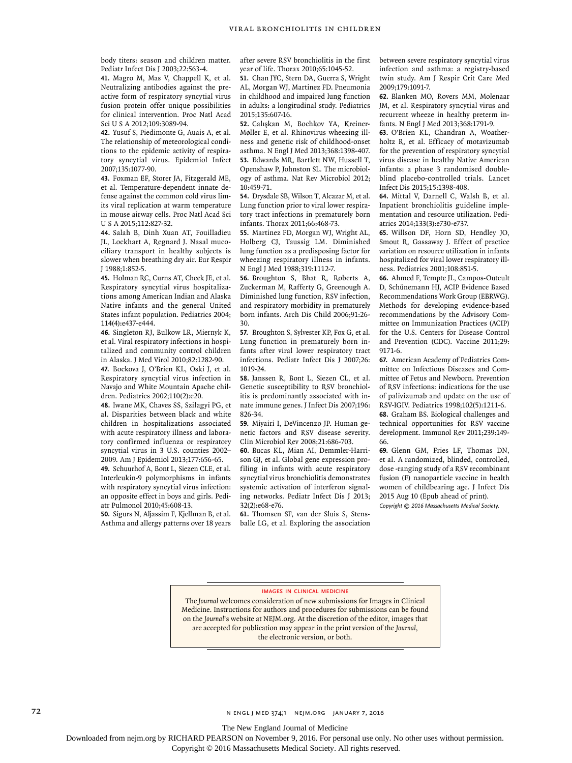body titers: season and children matter. Pediatr Infect Dis J 2003;22:563-4.

**41.** Magro M, Mas V, Chappell K, et al. Neutralizing antibodies against the preactive form of respiratory syncytial virus fusion protein offer unique possibilities for clinical intervention. Proc Natl Acad Sci U S A 2012;109:3089-94.

**42.** Yusuf S, Piedimonte G, Auais A, et al. The relationship of meteorological conditions to the epidemic activity of respiratory syncytial virus. Epidemiol Infect 2007;135:1077-90.

**43.** Foxman EF, Storer JA, Fitzgerald ME, et al. Temperature-dependent innate defense against the common cold virus limits viral replication at warm temperature in mouse airway cells. Proc Natl Acad Sci U S A 2015;112:827-32.

**44.** Salah B, Dinh Xuan AT, Fouilladieu JL, Lockhart A, Regnard J. Nasal mucociliary transport in healthy subjects is slower when breathing dry air. Eur Respir J 1988;1:852-5.

**45.** Holman RC, Curns AT, Cheek JE, et al. Respiratory syncytial virus hospitalizations among American Indian and Alaska Native infants and the general United States infant population. Pediatrics 2004;114(4):e437-e444.

**46.** Singleton RJ, Bulkow LR, Miernyk K, et al. Viral respiratory infections in hospitalized and community control children in Alaska. J Med Virol 2010;82:1282-90.

**47.** Bockova J, O'Brien KL, Oski J, et al. Respiratory syncytial virus infection in Navajo and White Mountain Apache children. Pediatrics 2002;110(2):e20.

**48.** Iwane MK, Chaves SS, Szilagyi PG, et al. Disparities between black and white children in hospitalizations associated with acute respiratory illness and laboratory confirmed influenza or respiratory syncytial virus in 3 U.S. counties 2002–2009. Am J Epidemiol 2013;177:656-65.

**49.** Schuurhof A, Bont L, Siezen CLE, et al. Interleukin-9 polymorphisms in infants with respiratory syncytial virus infection: an opposite effect in boys and girls. Pediatr Pulmonol 2010;45:608-13.

**50.** Sigurs N, Aljassim F, Kjellman B, et al. Asthma and allergy patterns over 18 years after severe RSV bronchiolitis in the first year of life. Thorax 2010;65:1045-52.

**51.** Chan JYC, Stern DA, Guerra S, Wright AL, Morgan WJ, Martinez FD. Pneumonia in childhood and impaired lung function in adults: a longitudinal study. Pediatrics 2015;135:607-16.

**52.** Calışkan M, Bochkov YA, Kreiner-Møller E, et al. Rhinovirus wheezing illness and genetic risk of childhood-onset asthma. N Engl J Med 2013;368:1398-407.

**53.** Edwards MR, Bartlett NW, Hussell T, Openshaw P, Johnston SL. The microbiology of asthma. Nat Rev Microbiol 2012;10:459-71.

**54.** Drysdale SB, Wilson T, Alcazar M, et al. Lung function prior to viral lower respiratory tract infections in prematurely born infants. Thorax 2011;66:468-73.

**55.** Martinez FD, Morgan WJ, Wright AL, Holberg CJ, Taussig LM. Diminished lung function as a predisposing factor for wheezing respiratory illness in infants. N Engl J Med 1988;319:1112-7.

**56.** Broughton S, Bhat R, Roberts A, Zuckerman M, Rafferty G, Greenough A. Diminished lung function, RSV infection, and respiratory morbidity in prematurely born infants. Arch Dis Child 2006;91:26-30.

**57.** Broughton S, Sylvester KP, Fox G, et al. Lung function in prematurely born infants after viral lower respiratory tract infections. Pediatr Infect Dis J 2007;26:1019-24.

**58.** Janssen R, Bont L, Siezen CL, et al. Genetic susceptibility to RSV bronchiolitis is predominantly associated with innate immune genes. J Infect Dis 2007;196:826-34.

**59.** Miyairi I, DeVincenzo JP. Human genetic factors and RSV disease severity. Clin Microbiol Rev 2008;21:686-703.

**60.** Bucas KL, Mian AI, Demmler-Harrison GJ, et al. Global gene expression profiling in infants with acute respiratory syncytial virus bronchiolitis demonstrates systemic activation of interferon signaling networks. Pediatr Infect Dis J 2013;32(2):e68-e76.

**61.** Thomsen SF, van der Sluis S, Stensballe LG, et al. Exploring the association between severe respiratory syncytial virus infection and asthma: a registry-based twin study. Am J Respir Crit Care Med 2009;179:1091-7.

**62.** Blanken MO, Rovers MM, Molenaar JM, et al. Respiratory syncytial virus and recurrent wheeze in healthy preterm infants. N Engl J Med 2013;368:1791-9.

**63.** O'Brien KL, Chandran A, Weatherholtz R, et al. Efficacy of motavizumab for the prevention of respiratory syncytial virus disease in healthy Native American infants: a phase 3 randomised double-blind placebo-controlled trials. Lancet Infect Dis 2015;15:1398-408.

**64.** Mittal V, Darnell C, Walsh B, et al. Inpatient bronchiolitis guideline implementation and resource utilization. Pediatrics 2014;133(3):e730-e737.

**65.** Willson DF, Horn SD, Hendley JO, Smout R, Gassaway J. Effect of practice variation on resource utilization in infants hospitalized for viral lower respiratory illness. Pediatrics 2001;108:851-5.

**66.** Ahmed F, Temte JL, Campos-Outcult D, Schünemann HJ, ACIP Evidence Based Recommendations Work Group (EBRWG). Methods for developing evidence-based recommendations by the Advisory Committee on Immunization Practices (ACIP) for the U.S. Centers for Disease Control and Prevention (CDC). Vaccine 2011;29:9171-6.

**67.** American Academy of Pediatrics Committee on Infectious Diseases and Committee of Fetus and Newborn. Prevention of RSV infections: indications for the use of palivizumab and update on the use of RSV-IGIV. Pediatrics 1998;102(5):1211-6.

**68.** Graham BS. Biological challenges and technical opportunities for RSV vaccine development. Immunol Rev 2011;239:149-66.

**69.** Glenn GM, Fries LF, Thomas DN, et al. A randomized, blinded, controlled, dose-ranging study of a RSV recombinant fusion (F) nanoparticle vaccine in health women of childbearing age. J Infect Dis 2015 Aug 10 (Epub ahead of print).

*Copyright © 2016 Massachusetts Medical Society.*

---

**IMAGES IN CLINICAL MEDICINE**

The *Journal* welcomes consideration of new submissions for Images in Clinical Medicine. Instructions for authors and procedures for submissions can be found on the *Journal*'s website at NEJM.org. At the discretion of the editor, images that are accepted for publication may appear in the print version of the *Journal*, the electronic version, or both.